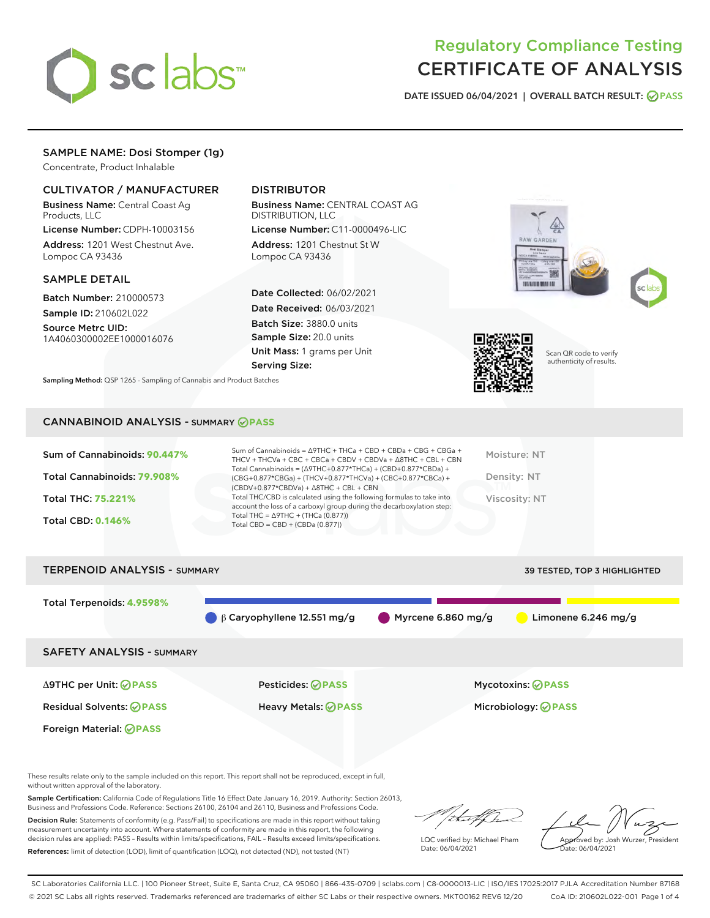# Regulatory Compliance Testing
# CERTIFICATE OF ANALYSIS

DATE ISSUED 06/04/2021 | OVERALL BATCH RESULT: PASS

## SAMPLE NAME: Dosi Stomper (1g)

Concentrate, Product Inhalable

### CULTIVATOR / MANUFACTURER

**Business Name:** Central Coast Ag Products, LLC

**License Number:** CDPH-10003156

**Address:** 1201 West Chestnut Ave. Lompoc CA 93436

### DISTRIBUTOR

**Business Name:** CENTRAL COAST AG DISTRIBUTION, LLC

**License Number:** C11-0000496-LIC

**Address:** 1201 Chestnut St W Lompoc CA 93436

### SAMPLE DETAIL

**Batch Number:** 210000573

**Sample ID:** 210602L022

**Source Metrc UID:** 1A4060300002EE1000016076

**Date Collected:** 06/02/2021

**Date Received:** 06/03/2021

**Batch Size:** 3880.0 units

**Sample Size:** 20.0 units

**Unit Mass:** 1 grams per Unit

**Serving Size:**

**Sampling Method:** QSP 1265 - Sampling of Cannabis and Product Batches

Scan QR code to verify authenticity of results.

## CANNABINOID ANALYSIS - SUMMARY PASS

Sum of Cannabinoids: **90.447%**

Total Cannabinoids: **79.908%**

Total THC: **75.221%**

Total CBD: **0.146%**

Sum of Cannabinoids = Δ9THC + THCa + CBD + CBDa + CBG + CBGa + THCV + THCVa + CBC + CBCa + CBDV + CBDVa + Δ8THC + CBL + CBN

Total Cannabinoids = (Δ9THC+0.877*THCa) + (CBD+0.877*CBDa) + (CBG+0.877*CBGa) + (THCV+0.877*THCVa) + (CBC+0.877*CBCa) + (CBDV+0.877*CBDVa) + Δ8THC + CBL + CBN

Total THC/CBD is calculated using the following formulas to take into account the loss of a carboxyl group during the decarboxylation step:
Total THC = Δ9THC + (THCa (0.877))
Total CBD = CBD + (CBDa (0.877))

Moisture: NT

Density: NT

Viscosity: NT

## TERPENOID ANALYSIS - SUMMARY

39 TESTED, TOP 3 HIGHLIGHTED

Total Terpenoids: **4.9598%**

β Caryophyllene 12.551 mg/g | Myrcene 6.860 mg/g | Limonene 6.246 mg/g

## SAFETY ANALYSIS - SUMMARY

| | | |
|---|---|---|
| Δ9THC per Unit: PASS | Pesticides: PASS | Mycotoxins: PASS |
| Residual Solvents: PASS | Heavy Metals: PASS | Microbiology: PASS |
| Foreign Material: PASS | | |

These results relate only to the sample included on this report. This report shall not be reproduced, except in full, without written approval of the laboratory.

**Sample Certification:** California Code of Regulations Title 16 Effect Date January 16, 2019. Authority: Section 26013, Business and Professions Code. Reference: Sections 26100, 26104 and 26110, Business and Professions Code.

**Decision Rule:** Statements of conformity (e.g. Pass/Fail) to specifications are made in this report without taking measurement uncertainty into account. Where statements of conformity are made in this report, the following decision rules are applied: PASS – Results within limits/specifications, FAIL – Results exceed limits/specifications.

**References:** limit of detection (LOD), limit of quantification (LOQ), not detected (ND), not tested (NT)

LQC verified by: Michael Pham
Date: 06/04/2021

Approved by: Josh Wurzer, President
Date: 06/04/2021

SC Laboratories California LLC. | 100 Pioneer Street, Suite E, Santa Cruz, CA 95060 | 866-435-0709 | sclabs.com | C8-0000013-LIC | ISO/IES 17025:2017 PJLA Accreditation Number 87168
© 2021 SC Labs all rights reserved. Trademarks referenced are trademarks of either SC Labs or their respective owners. MKT00162 REV6 12/20 CoA ID: 210602L022-001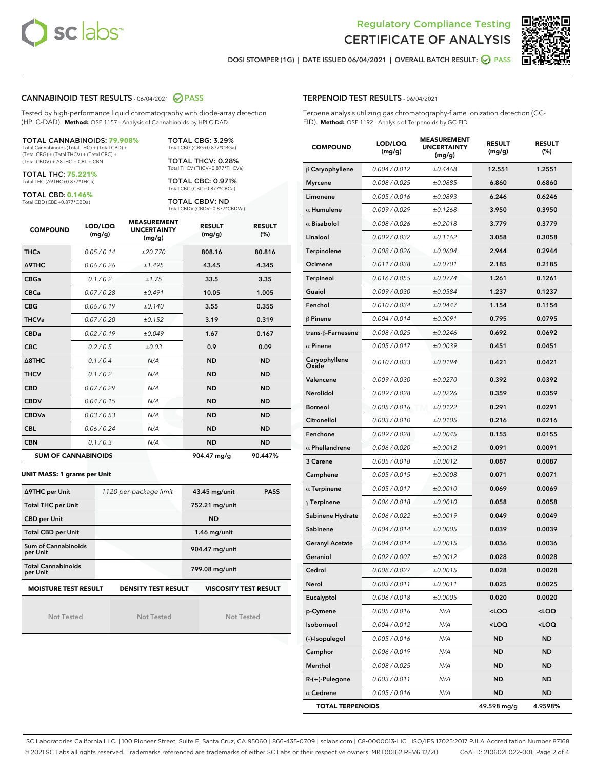Regulatory Compliance Testing
# CERTIFICATE OF ANALYSIS

DOSI STOMPER (1G) | DATE ISSUED 06/04/2021 | OVERALL BATCH RESULT: PASS

## CANNABINOID TEST RESULTS - 06/04/2021 PASS

Tested by high-performance liquid chromatography with diode-array detection (HPLC-DAD). **Method:** QSP 1157 - Analysis of Cannabinoids by HPLC-DAD

**TOTAL CANNABINOIDS: 79.908%**
Total Cannabinoids (Total THC) + (Total CBD) + (Total CBG) + (Total THCV) + (Total CBC) + (Total CBDV) + Δ8THC + CBL + CBN

**TOTAL THC: 75.221%**
Total THC (Δ9THC+0.877*THCa)

**TOTAL CBD: 0.146%**
Total CBD (CBD+0.877*CBDa)

**TOTAL CBG: 3.29%**
Total CBG (CBG+0.877*CBGa)

**TOTAL THCV: 0.28%**
Total THCV (THCV+0.877*THCVa)

**TOTAL CBC: 0.971%**
Total CBC (CBC+0.877*CBCa)

**TOTAL CBDV: ND**
Total CBDV (CBDV+0.877*CBDVa)

| COMPOUND | LOD/LOQ (mg/g) | MEASUREMENT UNCERTAINTY (mg/g) | RESULT (mg/g) | RESULT (%) |
|---|---|---|---|---|
| THCa | 0.05 / 0.14 | ±20.770 | 808.16 | 80.816 |
| Δ9THC | 0.06 / 0.26 | ±1.495 | 43.45 | 4.345 |
| CBGa | 0.1 / 0.2 | ±1.75 | 33.5 | 3.35 |
| CBCa | 0.07 / 0.28 | ±0.491 | 10.05 | 1.005 |
| CBG | 0.06 / 0.19 | ±0.140 | 3.55 | 0.355 |
| THCVa | 0.07 / 0.20 | ±0.152 | 3.19 | 0.319 |
| CBDa | 0.02 / 0.19 | ±0.049 | 1.67 | 0.167 |
| CBC | 0.2 / 0.5 | ±0.03 | 0.9 | 0.09 |
| Δ8THC | 0.1 / 0.4 | N/A | ND | ND |
| THCV | 0.1 / 0.2 | N/A | ND | ND |
| CBD | 0.07 / 0.29 | N/A | ND | ND |
| CBDV | 0.04 / 0.15 | N/A | ND | ND |
| CBDVa | 0.03 / 0.53 | N/A | ND | ND |
| CBL | 0.06 / 0.24 | N/A | ND | ND |
| CBN | 0.1 / 0.3 | N/A | ND | ND |
| **SUM OF CANNABINOIDS** | | | **904.47 mg/g** | **90.447%** |

### UNIT MASS: 1 grams per Unit

| | | | |
|---|---|---|---|
| Δ9THC per Unit | 1120 per-package limit | 43.45 mg/unit | PASS |
| Total THC per Unit | | 752.21 mg/unit | |
| CBD per Unit | | ND | |
| Total CBD per Unit | | 1.46 mg/unit | |
| Sum of Cannabinoids per Unit | | 904.47 mg/unit | |
| Total Cannabinoids per Unit | | 799.08 mg/unit | |

| MOISTURE TEST RESULT | DENSITY TEST RESULT | VISCOSITY TEST RESULT |
|---|---|---|
| Not Tested | Not Tested | Not Tested |

## TERPENOID TEST RESULTS - 06/04/2021

Terpene analysis utilizing gas chromatography-flame ionization detection (GC-FID). **Method:** QSP 1192 - Analysis of Terpenoids by GC-FID

| COMPOUND | LOD/LOQ (mg/g) | MEASUREMENT UNCERTAINTY (mg/g) | RESULT (mg/g) | RESULT (%) |
|---|---|---|---|---|
| β Caryophyllene | 0.004 / 0.012 | ±0.4468 | 12.551 | 1.2551 |
| Myrcene | 0.008 / 0.025 | ±0.0885 | 6.860 | 0.6860 |
| Limonene | 0.005 / 0.016 | ±0.0893 | 6.246 | 0.6246 |
| α Humulene | 0.009 / 0.029 | ±0.1268 | 3.950 | 0.3950 |
| α Bisabolol | 0.008 / 0.026 | ±0.2018 | 3.779 | 0.3779 |
| Linalool | 0.009 / 0.032 | ±0.1162 | 3.058 | 0.3058 |
| Terpinolene | 0.008 / 0.026 | ±0.0604 | 2.944 | 0.2944 |
| Ocimene | 0.011 / 0.038 | ±0.0701 | 2.185 | 0.2185 |
| Terpineol | 0.016 / 0.055 | ±0.0774 | 1.261 | 0.1261 |
| Guaiol | 0.009 / 0.030 | ±0.0584 | 1.237 | 0.1237 |
| Fenchol | 0.010 / 0.034 | ±0.0447 | 1.154 | 0.1154 |
| β Pinene | 0.004 / 0.014 | ±0.0091 | 0.795 | 0.0795 |
| trans-β-Farnesene | 0.008 / 0.025 | ±0.0246 | 0.692 | 0.0692 |
| α Pinene | 0.005 / 0.017 | ±0.0039 | 0.451 | 0.0451 |
| Caryophyllene Oxide | 0.010 / 0.033 | ±0.0194 | 0.421 | 0.0421 |
| Valencene | 0.009 / 0.030 | ±0.0270 | 0.392 | 0.0392 |
| Nerolidol | 0.009 / 0.028 | ±0.0226 | 0.359 | 0.0359 |
| Borneol | 0.005 / 0.016 | ±0.0122 | 0.291 | 0.0291 |
| Citronellol | 0.003 / 0.010 | ±0.0105 | 0.216 | 0.0216 |
| Fenchone | 0.009 / 0.028 | ±0.0045 | 0.155 | 0.0155 |
| α Phellandrene | 0.006 / 0.020 | ±0.0012 | 0.091 | 0.0091 |
| 3 Carene | 0.005 / 0.018 | ±0.0012 | 0.087 | 0.0087 |
| Camphene | 0.005 / 0.015 | ±0.0008 | 0.071 | 0.0071 |
| α Terpinene | 0.005 / 0.017 | ±0.0010 | 0.069 | 0.0069 |
| γ Terpinene | 0.006 / 0.018 | ±0.0010 | 0.058 | 0.0058 |
| Sabinene Hydrate | 0.006 / 0.022 | ±0.0019 | 0.049 | 0.0049 |
| Sabinene | 0.004 / 0.014 | ±0.0005 | 0.039 | 0.0039 |
| Geranyl Acetate | 0.004 / 0.014 | ±0.0015 | 0.036 | 0.0036 |
| Geraniol | 0.002 / 0.007 | ±0.0012 | 0.028 | 0.0028 |
| Cedrol | 0.008 / 0.027 | ±0.0015 | 0.028 | 0.0028 |
| Nerol | 0.003 / 0.011 | ±0.0011 | 0.025 | 0.0025 |
| Eucalyptol | 0.006 / 0.018 | ±0.0005 | 0.020 | 0.0020 |
| p-Cymene | 0.005 / 0.016 | N/A | <LOQ | <LOQ |
| Isoborneol | 0.004 / 0.012 | N/A | <LOQ | <LOQ |
| (-)-Isopulegol | 0.005 / 0.016 | N/A | ND | ND |
| Camphor | 0.006 / 0.019 | N/A | ND | ND |
| Menthol | 0.008 / 0.025 | N/A | ND | ND |
| R-(+)-Pulegone | 0.003 / 0.011 | N/A | ND | ND |
| α Cedrene | 0.005 / 0.016 | N/A | ND | ND |
| **TOTAL TERPENOIDS** | | | **49.598 mg/g** | **4.9598%** |

SC Laboratories California LLC. | 100 Pioneer Street, Suite E, Santa Cruz, CA 95060 | 866-435-0709 | sclabs.com | C8-0000013-LIC | ISO/IES 17025:2017 PJLA Accreditation Number 87168
© 2021 SC Labs all rights reserved. Trademarks referenced are trademarks of either SC Labs or their respective owners. MKT00162 REV6 12/20 CoA ID: 210602L022-001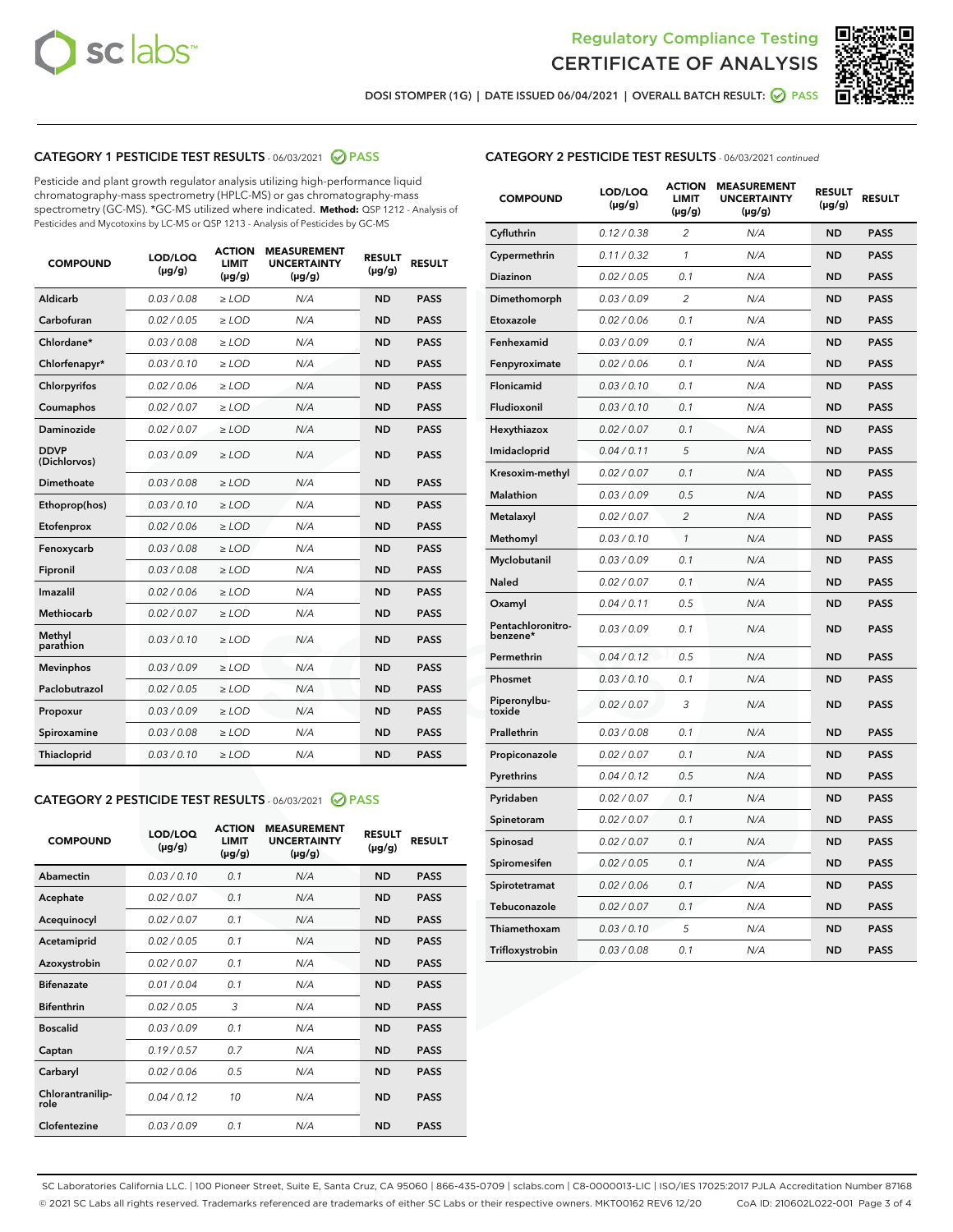Regulatory Compliance Testing
CERTIFICATE OF ANALYSIS

DOSI STOMPER (1G) | DATE ISSUED 06/04/2021 | OVERALL BATCH RESULT: PASS

## CATEGORY 1 PESTICIDE TEST RESULTS - 06/03/2021 PASS

Pesticide and plant growth regulator analysis utilizing high-performance liquid chromatography-mass spectrometry (HPLC-MS) or gas chromatography-mass spectrometry (GC-MS). *GC-MS utilized where indicated. **Method:** QSP 1212 - Analysis of Pesticides and Mycotoxins by LC-MS or QSP 1213 - Analysis of Pesticides by GC-MS

| COMPOUND | LOD/LOQ (µg/g) | ACTION LIMIT (µg/g) | MEASUREMENT UNCERTAINTY (µg/g) | RESULT (µg/g) | RESULT |
|---|---|---|---|---|---|
| Aldicarb | 0.03 / 0.08 | ≥ LOD | N/A | ND | PASS |
| Carbofuran | 0.02 / 0.05 | ≥ LOD | N/A | ND | PASS |
| Chlordane* | 0.03 / 0.08 | ≥ LOD | N/A | ND | PASS |
| Chlorfenapyr* | 0.03 / 0.10 | ≥ LOD | N/A | ND | PASS |
| Chlorpyrifos | 0.02 / 0.06 | ≥ LOD | N/A | ND | PASS |
| Coumaphos | 0.02 / 0.07 | ≥ LOD | N/A | ND | PASS |
| Daminozide | 0.02 / 0.07 | ≥ LOD | N/A | ND | PASS |
| DDVP (Dichlorvos) | 0.03 / 0.09 | ≥ LOD | N/A | ND | PASS |
| Dimethoate | 0.03 / 0.08 | ≥ LOD | N/A | ND | PASS |
| Ethoprop(hos) | 0.03 / 0.10 | ≥ LOD | N/A | ND | PASS |
| Etofenprox | 0.02 / 0.06 | ≥ LOD | N/A | ND | PASS |
| Fenoxycarb | 0.03 / 0.08 | ≥ LOD | N/A | ND | PASS |
| Fipronil | 0.03 / 0.08 | ≥ LOD | N/A | ND | PASS |
| Imazalil | 0.02 / 0.06 | ≥ LOD | N/A | ND | PASS |
| Methiocarb | 0.02 / 0.07 | ≥ LOD | N/A | ND | PASS |
| Methyl parathion | 0.03 / 0.10 | ≥ LOD | N/A | ND | PASS |
| Mevinphos | 0.03 / 0.09 | ≥ LOD | N/A | ND | PASS |
| Paclobutrazol | 0.02 / 0.05 | ≥ LOD | N/A | ND | PASS |
| Propoxur | 0.03 / 0.09 | ≥ LOD | N/A | ND | PASS |
| Spiroxamine | 0.03 / 0.08 | ≥ LOD | N/A | ND | PASS |
| Thiacloprid | 0.03 / 0.10 | ≥ LOD | N/A | ND | PASS |

## CATEGORY 2 PESTICIDE TEST RESULTS - 06/03/2021 PASS

| COMPOUND | LOD/LOQ (µg/g) | ACTION LIMIT (µg/g) | MEASUREMENT UNCERTAINTY (µg/g) | RESULT (µg/g) | RESULT |
|---|---|---|---|---|---|
| Abamectin | 0.03 / 0.10 | 0.1 | N/A | ND | PASS |
| Acephate | 0.02 / 0.07 | 0.1 | N/A | ND | PASS |
| Acequinocyl | 0.02 / 0.07 | 0.1 | N/A | ND | PASS |
| Acetamiprid | 0.02 / 0.05 | 0.1 | N/A | ND | PASS |
| Azoxystrobin | 0.02 / 0.07 | 0.1 | N/A | ND | PASS |
| Bifenazate | 0.01 / 0.04 | 0.1 | N/A | ND | PASS |
| Bifenthrin | 0.02 / 0.05 | 3 | N/A | ND | PASS |
| Boscalid | 0.03 / 0.09 | 0.1 | N/A | ND | PASS |
| Captan | 0.19 / 0.57 | 0.7 | N/A | ND | PASS |
| Carbaryl | 0.02 / 0.06 | 0.5 | N/A | ND | PASS |
| Chlorantraniliprole | 0.04 / 0.12 | 10 | N/A | ND | PASS |
| Clofentezine | 0.03 / 0.09 | 0.1 | N/A | ND | PASS |
| Cyfluthrin | 0.12 / 0.38 | 2 | N/A | ND | PASS |
| Cypermethrin | 0.11 / 0.32 | 1 | N/A | ND | PASS |
| Diazinon | 0.02 / 0.05 | 0.1 | N/A | ND | PASS |
| Dimethomorph | 0.03 / 0.09 | 2 | N/A | ND | PASS |
| Etoxazole | 0.02 / 0.06 | 0.1 | N/A | ND | PASS |
| Fenhexamid | 0.03 / 0.09 | 0.1 | N/A | ND | PASS |
| Fenpyroximate | 0.02 / 0.06 | 0.1 | N/A | ND | PASS |
| Flonicamid | 0.03 / 0.10 | 0.1 | N/A | ND | PASS |
| Fludioxonil | 0.03 / 0.10 | 0.1 | N/A | ND | PASS |
| Hexythiazox | 0.02 / 0.07 | 0.1 | N/A | ND | PASS |
| Imidacloprid | 0.04 / 0.11 | 5 | N/A | ND | PASS |
| Kresoxim-methyl | 0.02 / 0.07 | 0.1 | N/A | ND | PASS |
| Malathion | 0.03 / 0.09 | 0.5 | N/A | ND | PASS |
| Metalaxyl | 0.02 / 0.07 | 2 | N/A | ND | PASS |
| Methomyl | 0.03 / 0.10 | 1 | N/A | ND | PASS |
| Myclobutanil | 0.03 / 0.09 | 0.1 | N/A | ND | PASS |
| Naled | 0.02 / 0.07 | 0.1 | N/A | ND | PASS |
| Oxamyl | 0.04 / 0.11 | 0.5 | N/A | ND | PASS |
| Pentachloronitrobenzene* | 0.03 / 0.09 | 0.1 | N/A | ND | PASS |
| Permethrin | 0.04 / 0.12 | 0.5 | N/A | ND | PASS |
| Phosmet | 0.03 / 0.10 | 0.1 | N/A | ND | PASS |
| Piperonylbutoxide | 0.02 / 0.07 | 3 | N/A | ND | PASS |
| Prallethrin | 0.03 / 0.08 | 0.1 | N/A | ND | PASS |
| Propiconazole | 0.02 / 0.07 | 0.1 | N/A | ND | PASS |
| Pyrethrins | 0.04 / 0.12 | 0.5 | N/A | ND | PASS |
| Pyridaben | 0.02 / 0.07 | 0.1 | N/A | ND | PASS |
| Spinetoram | 0.02 / 0.07 | 0.1 | N/A | ND | PASS |
| Spinosad | 0.02 / 0.07 | 0.1 | N/A | ND | PASS |
| Spiromesifen | 0.02 / 0.05 | 0.1 | N/A | ND | PASS |
| Spirotetramat | 0.02 / 0.06 | 0.1 | N/A | ND | PASS |
| Tebuconazole | 0.02 / 0.07 | 0.1 | N/A | ND | PASS |
| Thiamethoxam | 0.03 / 0.10 | 5 | N/A | ND | PASS |
| Trifloxystrobin | 0.03 / 0.08 | 0.1 | N/A | ND | PASS |

SC Laboratories California LLC. | 100 Pioneer Street, Suite E, Santa Cruz, CA 95060 | 866-435-0709 | sclabs.com | C8-0000013-LIC | ISO/IES 17025:2017 PJLA Accreditation Number 87168
© 2021 SC Labs all rights reserved. Trademarks referenced are trademarks of either SC Labs or their respective owners. MKT00162 REV6 12/20 CoA ID: 210602L022-001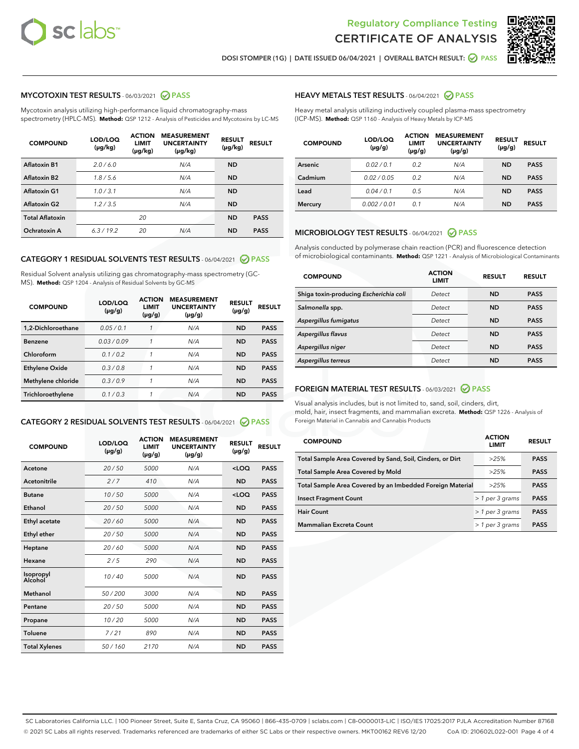Regulatory Compliance Testing

# CERTIFICATE OF ANALYSIS

DOSI STOMPER (1G) | DATE ISSUED 06/04/2021 | OVERALL BATCH RESULT: PASS

## MYCOTOXIN TEST RESULTS - 06/03/2021 PASS

Mycotoxin analysis utilizing high-performance liquid chromatography-mass spectrometry (HPLC-MS). **Method:** QSP 1212 - Analysis of Pesticides and Mycotoxins by LC-MS

| COMPOUND | LOD/LOQ (µg/kg) | ACTION LIMIT (µg/kg) | MEASUREMENT UNCERTAINTY (µg/kg) | RESULT (µg/kg) | RESULT |
|---|---|---|---|---|---|
| Aflatoxin B1 | 2.0 / 6.0 | | N/A | ND | |
| Aflatoxin B2 | 1.8 / 5.6 | | N/A | ND | |
| Aflatoxin G1 | 1.0 / 3.1 | | N/A | ND | |
| Aflatoxin G2 | 1.2 / 3.5 | | N/A | ND | |
| Total Aflatoxin | | 20 | | ND | PASS |
| Ochratoxin A | 6.3 / 19.2 | 20 | N/A | ND | PASS |

## CATEGORY 1 RESIDUAL SOLVENTS TEST RESULTS - 06/04/2021 PASS

Residual Solvent analysis utilizing gas chromatography-mass spectrometry (GC-MS). **Method:** QSP 1204 - Analysis of Residual Solvents by GC-MS

| COMPOUND | LOD/LOQ (µg/g) | ACTION LIMIT (µg/g) | MEASUREMENT UNCERTAINTY (µg/g) | RESULT (µg/g) | RESULT |
|---|---|---|---|---|---|
| 1,2-Dichloroethane | 0.05 / 0.1 | 1 | N/A | ND | PASS |
| Benzene | 0.03 / 0.09 | 1 | N/A | ND | PASS |
| Chloroform | 0.1 / 0.2 | 1 | N/A | ND | PASS |
| Ethylene Oxide | 0.3 / 0.8 | 1 | N/A | ND | PASS |
| Methylene chloride | 0.3 / 0.9 | 1 | N/A | ND | PASS |
| Trichloroethylene | 0.1 / 0.3 | 1 | N/A | ND | PASS |

## CATEGORY 2 RESIDUAL SOLVENTS TEST RESULTS - 06/04/2021 PASS

| COMPOUND | LOD/LOQ (µg/g) | ACTION LIMIT (µg/g) | MEASUREMENT UNCERTAINTY (µg/g) | RESULT (µg/g) | RESULT |
|---|---|---|---|---|---|
| Acetone | 20 / 50 | 5000 | N/A | <LOQ | PASS |
| Acetonitrile | 2 / 7 | 410 | N/A | ND | PASS |
| Butane | 10 / 50 | 5000 | N/A | <LOQ | PASS |
| Ethanol | 20 / 50 | 5000 | N/A | ND | PASS |
| Ethyl acetate | 20 / 60 | 5000 | N/A | ND | PASS |
| Ethyl ether | 20 / 50 | 5000 | N/A | ND | PASS |
| Heptane | 20 / 60 | 5000 | N/A | ND | PASS |
| Hexane | 2 / 5 | 290 | N/A | ND | PASS |
| Isopropyl Alcohol | 10 / 40 | 5000 | N/A | ND | PASS |
| Methanol | 50 / 200 | 3000 | N/A | ND | PASS |
| Pentane | 20 / 50 | 5000 | N/A | ND | PASS |
| Propane | 10 / 20 | 5000 | N/A | ND | PASS |
| Toluene | 7 / 21 | 890 | N/A | ND | PASS |
| Total Xylenes | 50 / 160 | 2170 | N/A | ND | PASS |

## HEAVY METALS TEST RESULTS - 06/04/2021 PASS

Heavy metal analysis utilizing inductively coupled plasma-mass spectrometry (ICP-MS). **Method:** QSP 1160 - Analysis of Heavy Metals by ICP-MS

| COMPOUND | LOD/LOQ (µg/g) | ACTION LIMIT (µg/g) | MEASUREMENT UNCERTAINTY (µg/g) | RESULT (µg/g) | RESULT |
|---|---|---|---|---|---|
| Arsenic | 0.02 / 0.1 | 0.2 | N/A | ND | PASS |
| Cadmium | 0.02 / 0.05 | 0.2 | N/A | ND | PASS |
| Lead | 0.04 / 0.1 | 0.5 | N/A | ND | PASS |
| Mercury | 0.002 / 0.01 | 0.1 | N/A | ND | PASS |

## MICROBIOLOGY TEST RESULTS - 06/04/2021 PASS

Analysis conducted by polymerase chain reaction (PCR) and fluorescence detection of microbiological contaminants. **Method:** QSP 1221 - Analysis of Microbiological Contaminants

| COMPOUND | ACTION LIMIT | RESULT | RESULT |
|---|---|---|---|
| Shiga toxin-producing *Escherichia coli* | Detect | ND | PASS |
| *Salmonella* spp. | Detect | ND | PASS |
| *Aspergillus fumigatus* | Detect | ND | PASS |
| *Aspergillus flavus* | Detect | ND | PASS |
| *Aspergillus niger* | Detect | ND | PASS |
| *Aspergillus terreus* | Detect | ND | PASS |

## FOREIGN MATERIAL TEST RESULTS - 06/03/2021 PASS

Visual analysis includes, but is not limited to, sand, soil, cinders, dirt, mold, hair, insect fragments, and mammalian excreta. **Method:** QSP 1226 - Analysis of Foreign Material in Cannabis and Cannabis Products

| COMPOUND | ACTION LIMIT | RESULT |
|---|---|---|
| Total Sample Area Covered by Sand, Soil, Cinders, or Dirt | >25% | PASS |
| Total Sample Area Covered by Mold | >25% | PASS |
| Total Sample Area Covered by an Imbedded Foreign Material | >25% | PASS |
| Insect Fragment Count | > 1 per 3 grams | PASS |
| Hair Count | > 1 per 3 grams | PASS |
| Mammalian Excreta Count | > 1 per 3 grams | PASS |

SC Laboratories California LLC. | 100 Pioneer Street, Suite E, Santa Cruz, CA 95060 | 866-435-0709 | sclabs.com | C8-0000013-LIC | ISO/IES 17025:2017 PJLA Accreditation Number 87168
© 2021 SC Labs all rights reserved. Trademarks referenced are trademarks of either SC Labs or their respective owners. MKT00162 REV6 12/20 CoA ID: 210602L022-001